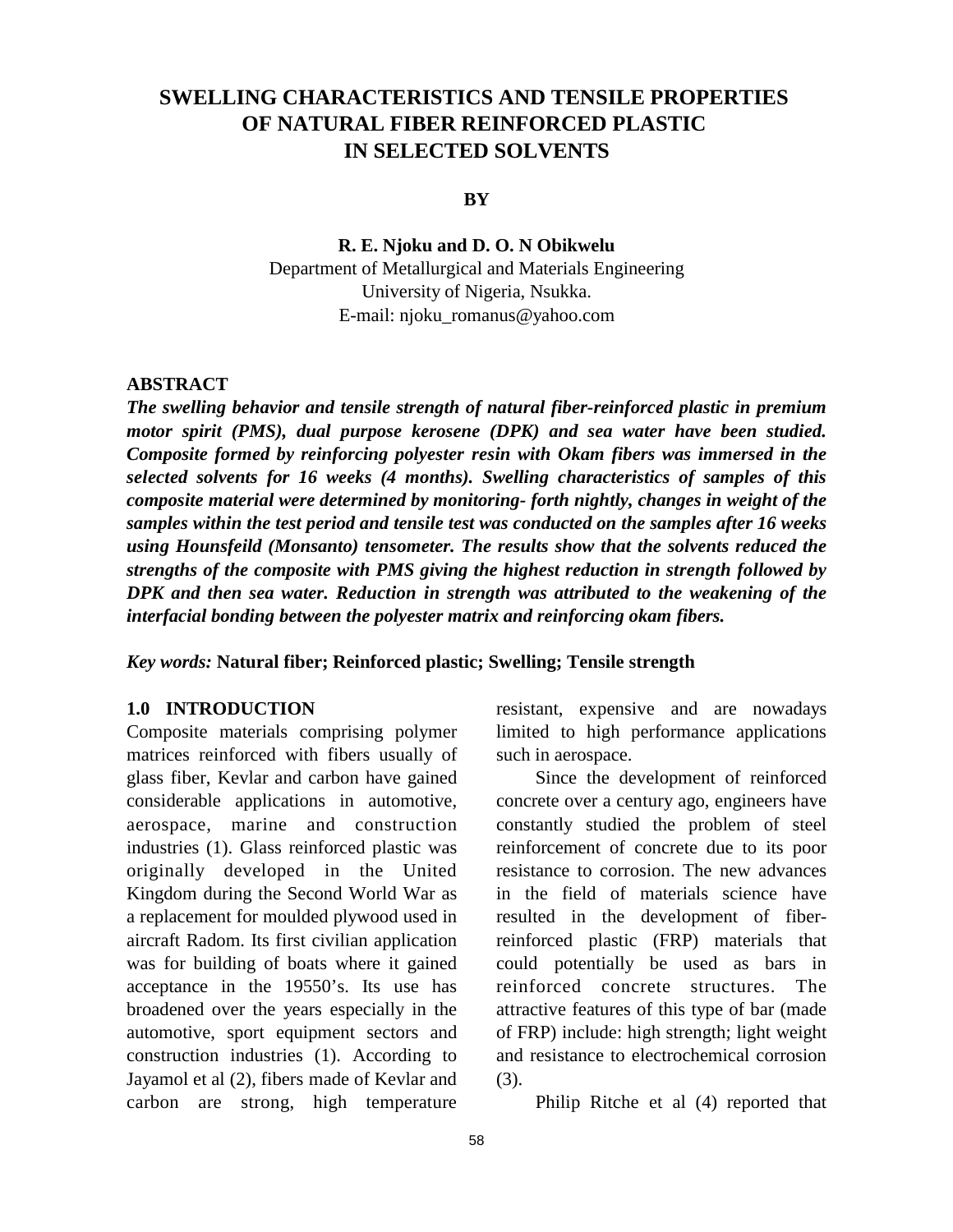# SWELLING CHARACTERISTICS AND TENSILE PROPERTIES OF NATURAL FIBER REINFORCED PLASTIC IN SELECTED SOLVENTS

**BY**

**R. E. Njoku and D. O. N Obikwelu**
Department of Metallurgical and Materials Engineering
University of Nigeria, Nsukka.
E-mail: njoku_romanus@yahoo.com

## ABSTRACT

***The swelling behavior and tensile strength of natural fiber-reinforced plastic in premium motor spirit (PMS), dual purpose kerosene (DPK) and sea water have been studied. Composite formed by reinforcing polyester resin with Okam fibers was immersed in the selected solvents for 16 weeks (4 months). Swelling characteristics of samples of this composite material were determined by monitoring- forth nightly, changes in weight of the samples within the test period and tensile test was conducted on the samples after 16 weeks using Hounsfeild (Monsanto) tensometer. The results show that the solvents reduced the strengths of the composite with PMS giving the highest reduction in strength followed by DPK and then sea water. Reduction in strength was attributed to the weakening of the interfacial bonding between the polyester matrix and reinforcing okam fibers.***

*Key words:* **Natural fiber; Reinforced plastic; Swelling; Tensile strength**

## 1.0 INTRODUCTION

Composite materials comprising polymer matrices reinforced with fibers usually of glass fiber, Kevlar and carbon have gained considerable applications in automotive, aerospace, marine and construction industries (1). Glass reinforced plastic was originally developed in the United Kingdom during the Second World War as a replacement for moulded plywood used in aircraft Radom. Its first civilian application was for building of boats where it gained acceptance in the 19550's. Its use has broadened over the years especially in the automotive, sport equipment sectors and construction industries (1). According to Jayamol et al (2), fibers made of Kevlar and carbon are strong, high temperature resistant, expensive and are nowadays limited to high performance applications such in aerospace.

Since the development of reinforced concrete over a century ago, engineers have constantly studied the problem of steel reinforcement of concrete due to its poor resistance to corrosion. The new advances in the field of materials science have resulted in the development of fiber-reinforced plastic (FRP) materials that could potentially be used as bars in reinforced concrete structures. The attractive features of this type of bar (made of FRP) include: high strength; light weight and resistance to electrochemical corrosion (3).

Philip Ritche et al (4) reported that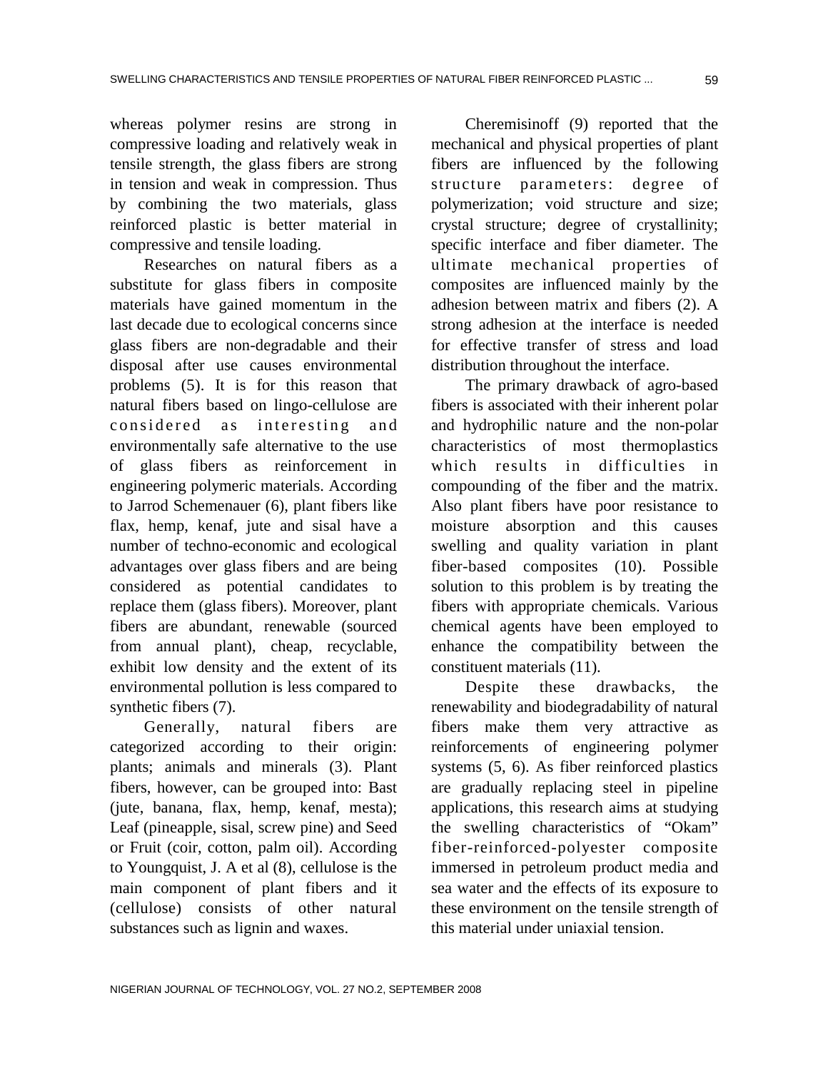whereas polymer resins are strong in compressive loading and relatively weak in tensile strength, the glass fibers are strong in tension and weak in compression. Thus by combining the two materials, glass reinforced plastic is better material in compressive and tensile loading.

Researches on natural fibers as a substitute for glass fibers in composite materials have gained momentum in the last decade due to ecological concerns since glass fibers are non-degradable and their disposal after use causes environmental problems (5). It is for this reason that natural fibers based on lingo-cellulose are considered as interesting and environmentally safe alternative to the use of glass fibers as reinforcement in engineering polymeric materials. According to Jarrod Schemenauer (6), plant fibers like flax, hemp, kenaf, jute and sisal have a number of techno-economic and ecological advantages over glass fibers and are being considered as potential candidates to replace them (glass fibers). Moreover, plant fibers are abundant, renewable (sourced from annual plant), cheap, recyclable, exhibit low density and the extent of its environmental pollution is less compared to synthetic fibers (7).

Generally, natural fibers are categorized according to their origin: plants; animals and minerals (3). Plant fibers, however, can be grouped into: Bast (jute, banana, flax, hemp, kenaf, mesta); Leaf (pineapple, sisal, screw pine) and Seed or Fruit (coir, cotton, palm oil). According to Youngquist, J. A et al (8), cellulose is the main component of plant fibers and it (cellulose) consists of other natural substances such as lignin and waxes.

Cheremisinoff (9) reported that the mechanical and physical properties of plant fibers are influenced by the following structure parameters: degree of polymerization; void structure and size; crystal structure; degree of crystallinity; specific interface and fiber diameter. The ultimate mechanical properties of composites are influenced mainly by the adhesion between matrix and fibers (2). A strong adhesion at the interface is needed for effective transfer of stress and load distribution throughout the interface.

The primary drawback of agro-based fibers is associated with their inherent polar and hydrophilic nature and the non-polar characteristics of most thermoplastics which results in difficulties in compounding of the fiber and the matrix. Also plant fibers have poor resistance to moisture absorption and this causes swelling and quality variation in plant fiber-based composites (10). Possible solution to this problem is by treating the fibers with appropriate chemicals. Various chemical agents have been employed to enhance the compatibility between the constituent materials (11).

Despite these drawbacks, the renewability and biodegradability of natural fibers make them very attractive as reinforcements of engineering polymer systems (5, 6). As fiber reinforced plastics are gradually replacing steel in pipeline applications, this research aims at studying the swelling characteristics of "Okam" fiber-reinforced-polyester composite immersed in petroleum product media and sea water and the effects of its exposure to these environment on the tensile strength of this material under uniaxial tension.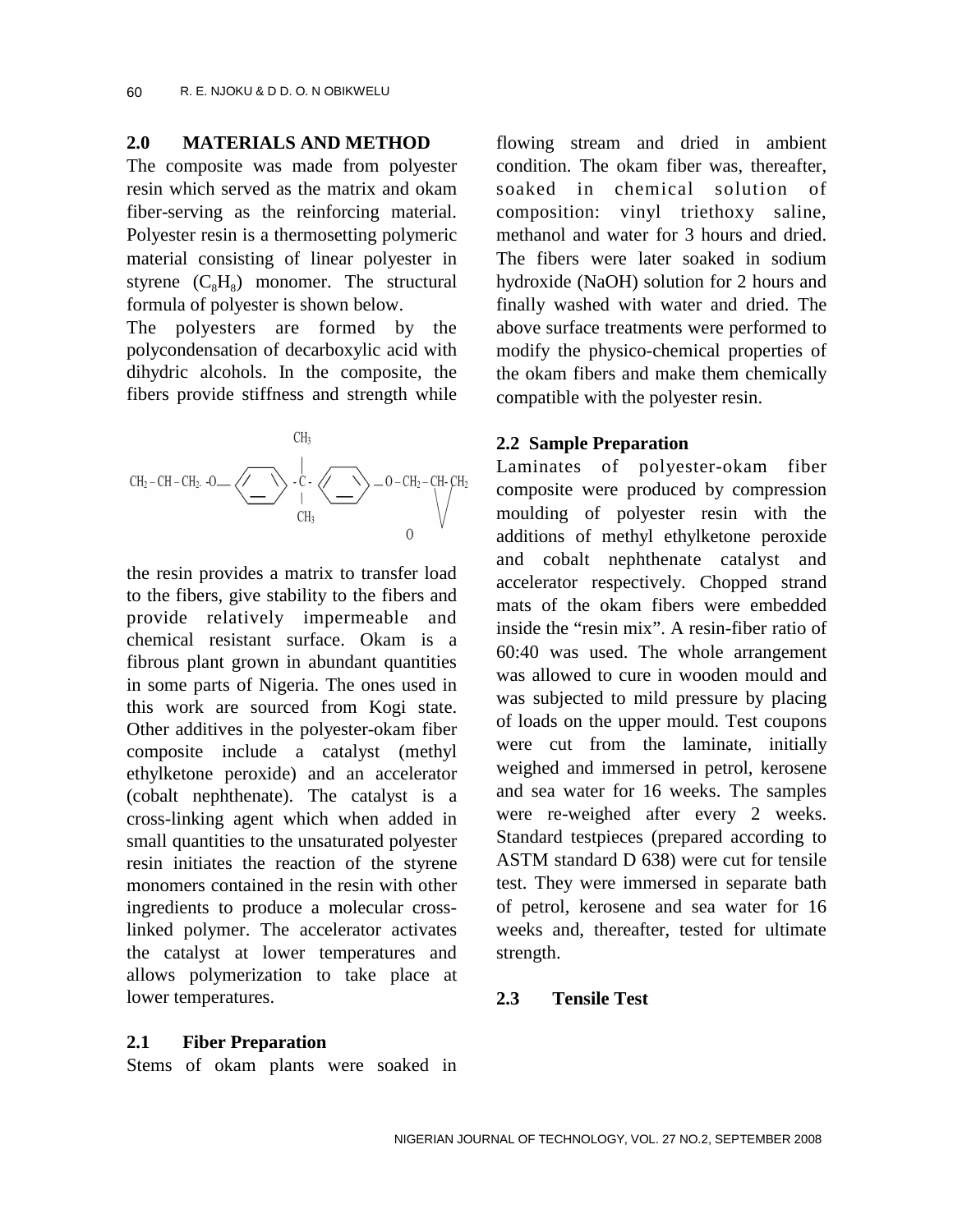## 2.0 MATERIALS AND METHOD

The composite was made from polyester resin which served as the matrix and okam fiber-serving as the reinforcing material. Polyester resin is a thermosetting polymeric material consisting of linear polyester in styrene ($C_8H_8$) monomer. The structural formula of polyester is shown below.

The polyesters are formed by the polycondensation of decarboxylic acid with dihydric alcohols. In the composite, the fibers provide stiffness and strength while

$$CH_2 - CH - CH_2 - O - C_6H_4 - C(CH_3)_2 - C_6H_4 - O - CH_2 - CH - CH_2 \quad (\text{epoxide } O)$$

the resin provides a matrix to transfer load to the fibers, give stability to the fibers and provide relatively impermeable and chemical resistant surface. Okam is a fibrous plant grown in abundant quantities in some parts of Nigeria. The ones used in this work are sourced from Kogi state. Other additives in the polyester-okam fiber composite include a catalyst (methyl ethylketone peroxide) and an accelerator (cobalt nephthenate). The catalyst is a cross-linking agent which when added in small quantities to the unsaturated polyester resin initiates the reaction of the styrene monomers contained in the resin with other ingredients to produce a molecular cross-linked polymer. The accelerator activates the catalyst at lower temperatures and allows polymerization to take place at lower temperatures.

### 2.1 Fiber Preparation

Stems of okam plants were soaked in flowing stream and dried in ambient condition. The okam fiber was, thereafter, soaked in chemical solution of composition: vinyl triethoxy saline, methanol and water for 3 hours and dried. The fibers were later soaked in sodium hydroxide (NaOH) solution for 2 hours and finally washed with water and dried. The above surface treatments were performed to modify the physico-chemical properties of the okam fibers and make them chemically compatible with the polyester resin.

### 2.2 Sample Preparation

Laminates of polyester-okam fiber composite were produced by compression moulding of polyester resin with the additions of methyl ethylketone peroxide and cobalt nephthenate catalyst and accelerator respectively. Chopped strand mats of the okam fibers were embedded inside the "resin mix". A resin-fiber ratio of 60:40 was used. The whole arrangement was allowed to cure in wooden mould and was subjected to mild pressure by placing of loads on the upper mould. Test coupons were cut from the laminate, initially weighed and immersed in petrol, kerosene and sea water for 16 weeks. The samples were re-weighed after every 2 weeks. Standard testpieces (prepared according to ASTM standard D 638) were cut for tensile test. They were immersed in separate bath of petrol, kerosene and sea water for 16 weeks and, thereafter, tested for ultimate strength.

### 2.3 Tensile Test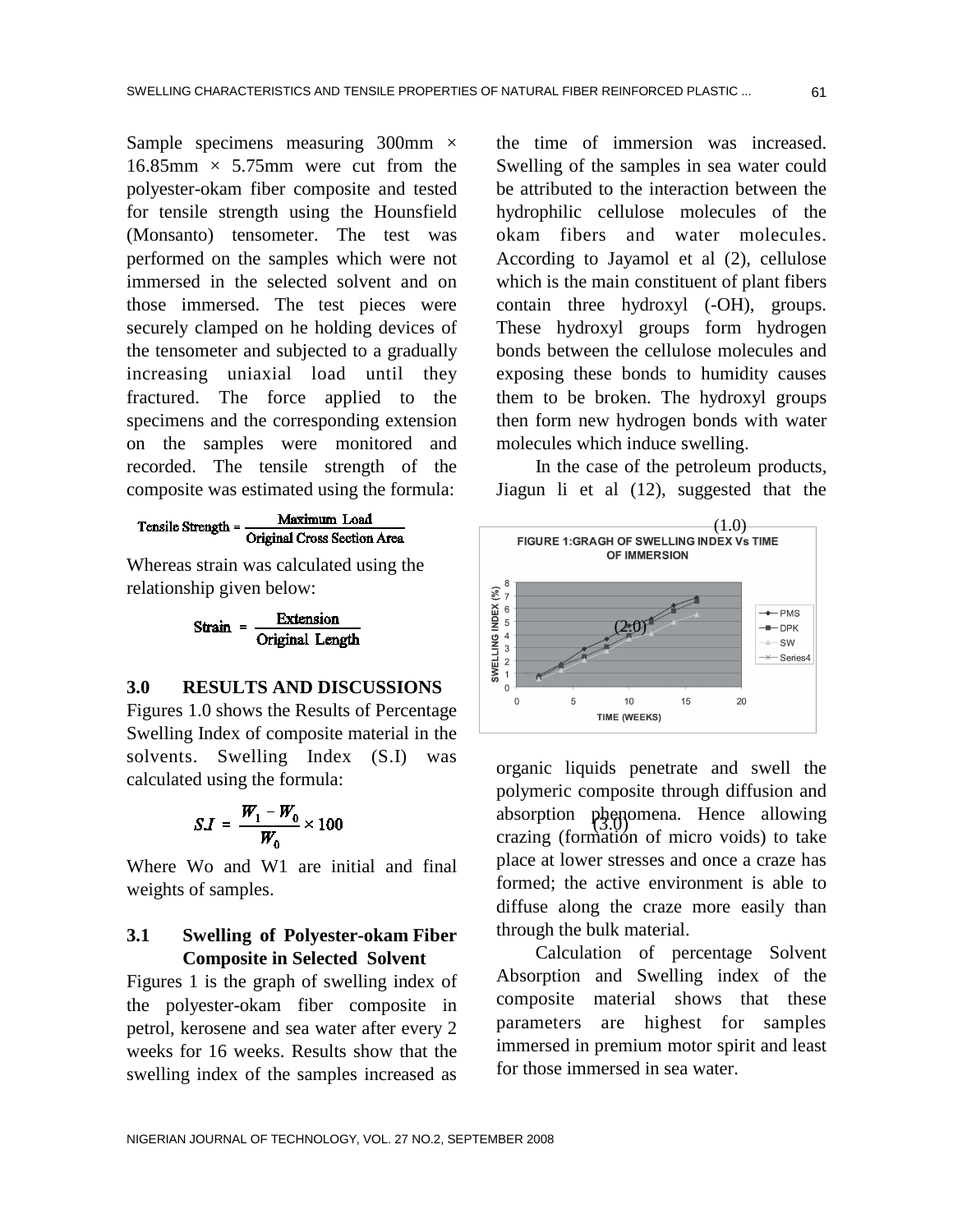Sample specimens measuring 300mm × 16.85mm × 5.75mm were cut from the polyester-okam fiber composite and tested for tensile strength using the Hounsfield (Monsanto) tensometer. The test was performed on the samples which were not immersed in the selected solvent and on those immersed. The test pieces were securely clamped on he holding devices of the tensometer and subjected to a gradually increasing uniaxial load until they fractured. The force applied to the specimens and the corresponding extension on the samples were monitored and recorded. The tensile strength of the composite was estimated using the formula:

$$\text{Tensile Strength} = \frac{\text{Maximum Load}}{\text{Original Cross Section Area}}$$

Whereas strain was calculated using the relationship given below:

$$\text{Strain} = \frac{\text{Extension}}{\text{Original Length}}$$

## 3.0 RESULTS AND DISCUSSIONS

Figures 1.0 shows the Results of Percentage Swelling Index of composite material in the solvents. Swelling Index (S.I) was calculated using the formula:

$$S.I = \frac{W_1 - W_0}{W_0} \times 100 \qquad (1.0)$$

Where Wo and W1 are initial and final weights of samples.

### 3.1 Swelling of Polyester-okam Fiber Composite in Selected Solvent

Figures 1 is the graph of swelling index of the polyester-okam fiber composite in petrol, kerosene and sea water after every 2 weeks for 16 weeks. Results show that the swelling index of the samples increased as the time of immersion was increased. Swelling of the samples in sea water could be attributed to the interaction between the hydrophilic cellulose molecules of the okam fibers and water molecules. According to Jayamol et al (2), cellulose which is the main constituent of plant fibers contain three hydroxyl (-OH), groups. These hydroxyl groups form hydrogen bonds between the cellulose molecules and exposing these bonds to humidity causes them to be broken. The hydroxyl groups then form new hydrogen bonds with water molecules which induce swelling.

In the case of the petroleum products, Jiagun li et al (12), suggested that the organic liquids penetrate and swell the polymeric composite through diffusion and absorption phenomena. Hence allowing crazing (formation of micro voids) to take place at lower stresses and once a craze has formed; the active environment is able to diffuse along the craze more easily than through the bulk material.

FIGURE 1:GRAGH OF SWELLING INDEX Vs TIME OF IMMERSION

SWELLING INDEX (%)

8
7
6
5
4
3
2
1
0

0 5 10 15 20

TIME (WEEKS)

PMS
DPK
SW
Series4

Calculation of percentage Solvent Absorption and Swelling index of the composite material shows that these parameters are highest for samples immersed in premium motor spirit and least for those immersed in sea water.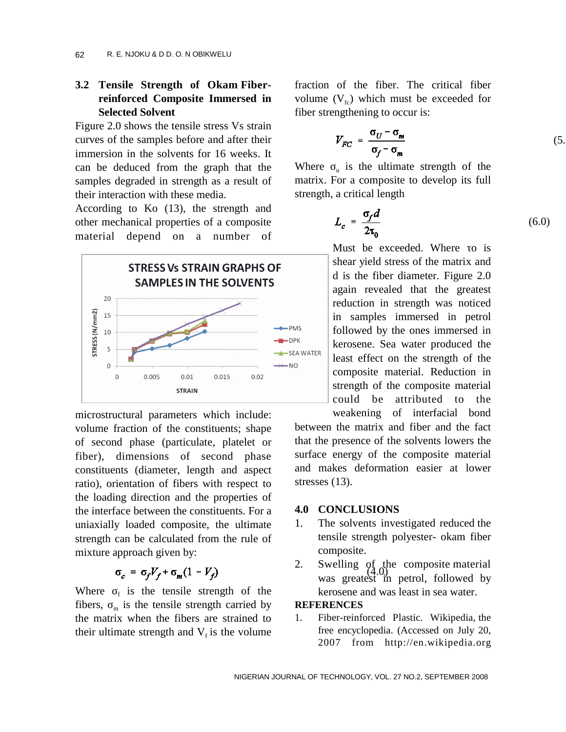### 3.2 Tensile Strength of Okam Fiber-reinforced Composite Immersed in Selected Solvent

Figure 2.0 shows the tensile stress Vs strain curves of the samples before and after their immersion in the solvents for 16 weeks. It can be deduced from the graph that the samples degraded in strength as a result of their interaction with these media.

According to Ko (13), the strength and other mechanical properties of a composite material depend on a number of microstructural parameters which include: volume fraction of the constituents; shape of second phase (particulate, platelet or fiber), dimensions of second phase constituents (diameter, length and aspect ratio), orientation of fibers with respect to the loading direction and the properties of the interface between the constituents. For a uniaxially loaded composite, the ultimate strength can be calculated from the rule of mixture approach given by:

STRESS Vs STRAIN GRAPHS OF SAMPLES IN THE SOLVENTS

STRESS (N/mm2)

20
15
10
5
0

0
0.005
0.01
0.015
0.02

STRAIN

PMS
DPK
SEA WATER
NO

$$\sigma_c = \sigma_f V_f + \sigma_m (1 - V_f) \quad (4.0)$$

Where $\sigma_f$ is the tensile strength of the fibers, $\sigma_m$ is the tensile strength carried by the matrix when the fibers are strained to their ultimate strength and $V_f$ is the volume fraction of the fiber. The critical fiber volume ($V_{fc}$) which must be exceeded for fiber strengthening to occur is:

$$V_{FC} = \frac{\sigma_U - \sigma_m}{\sigma_f - \sigma_m} \quad (5.$$

Where $\sigma_u$ is the ultimate strength of the matrix. For a composite to develop its full strength, a critical length

$$L_c = \frac{\sigma_f d}{2\tau_0} \quad (6.0)$$

Must be exceeded. Where $\tau_o$ is shear yield stress of the matrix and d is the fiber diameter. Figure 2.0 again revealed that the greatest reduction in strength was noticed in samples immersed in petrol followed by the ones immersed in kerosene. Sea water produced the least effect on the strength of the composite material. Reduction in strength of the composite material could be attributed to the weakening of interfacial bond between the matrix and fiber and the fact that the presence of the solvents lowers the surface energy of the composite material and makes deformation easier at lower stresses (13).

## 4.0 CONCLUSIONS

1. The solvents investigated reduced the tensile strength polyester- okam fiber composite.
2. Swelling of the composite material was greatest in petrol, followed by kerosene and was least in sea water.

## REFERENCES

1. Fiber-reinforced Plastic. Wikipedia, the free encyclopedia. (Accessed on July 20, 2007 from http://en.wikipedia.org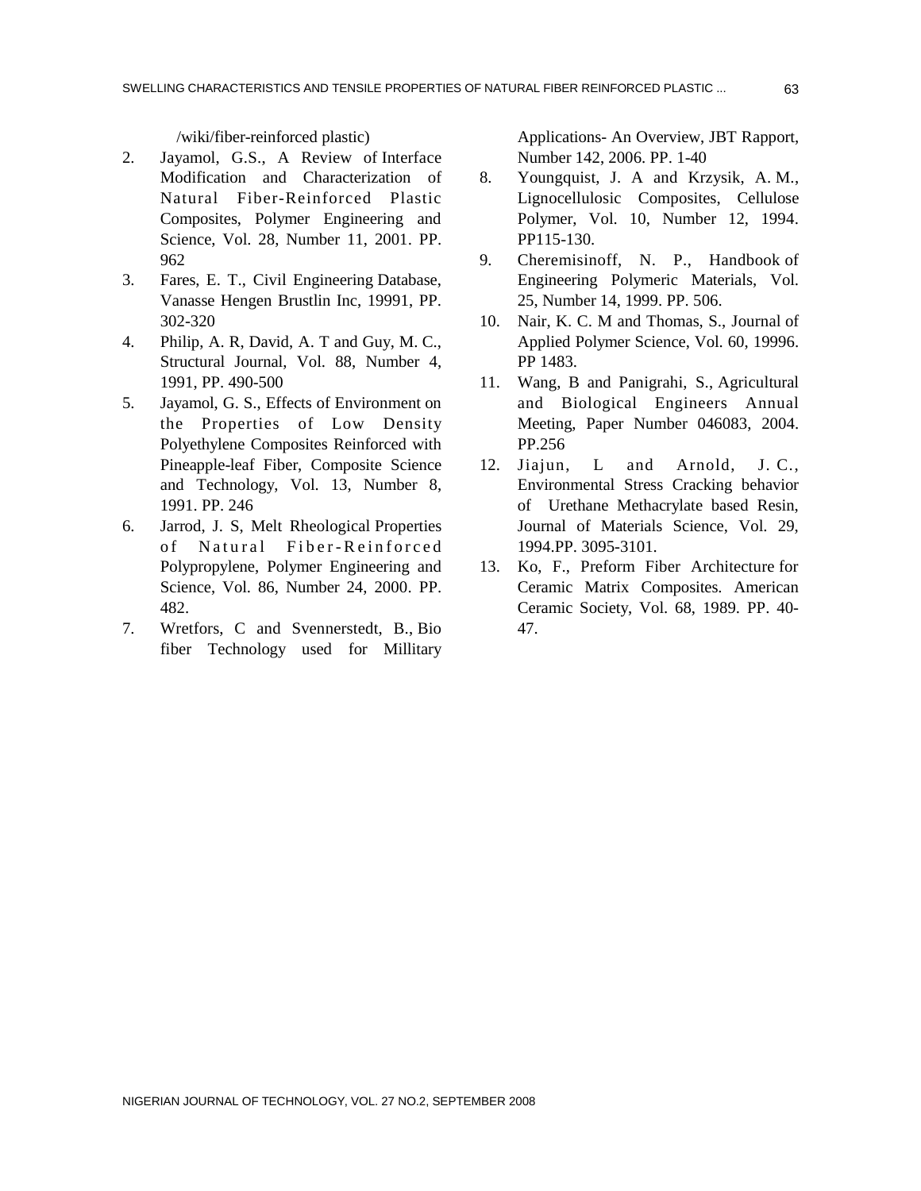/wiki/fiber-reinforced plastic)

2. Jayamol, G.S., A Review of Interface Modification and Characterization of Natural Fiber-Reinforced Plastic Composites, Polymer Engineering and Science, Vol. 28, Number 11, 2001. PP. 962
3. Fares, E. T., Civil Engineering Database, Vanasse Hengen Brustlin Inc, 19991, PP. 302-320
4. Philip, A. R, David, A. T and Guy, M. C., Structural Journal, Vol. 88, Number 4, 1991, PP. 490-500
5. Jayamol, G. S., Effects of Environment on the Properties of Low Density Polyethylene Composites Reinforced with Pineapple-leaf Fiber, Composite Science and Technology, Vol. 13, Number 8, 1991. PP. 246
6. Jarrod, J. S, Melt Rheological Properties of Natural Fiber-Reinforced Polypropylene, Polymer Engineering and Science, Vol. 86, Number 24, 2000. PP. 482.
7. Wretfors, C and Svennerstedt, B., Bio fiber Technology used for Millitary Applications- An Overview, JBT Rapport, Number 142, 2006. PP. 1-40
8. Youngquist, J. A and Krzysik, A. M., Lignocellulosic Composites, Cellulose Polymer, Vol. 10, Number 12, 1994. PP115-130.
9. Cheremisinoff, N. P., Handbook of Engineering Polymeric Materials, Vol. 25, Number 14, 1999. PP. 506.
10. Nair, K. C. M and Thomas, S., Journal of Applied Polymer Science, Vol. 60, 19996. PP 1483.
11. Wang, B and Panigrahi, S., Agricultural and Biological Engineers Annual Meeting, Paper Number 046083, 2004. PP.256
12. Jiajun, L and Arnold, J. C., Environmental Stress Cracking behavior of Urethane Methacrylate based Resin, Journal of Materials Science, Vol. 29, 1994.PP. 3095-3101.
13. Ko, F., Preform Fiber Architecture for Ceramic Matrix Composites. American Ceramic Society, Vol. 68, 1989. PP. 40-47.